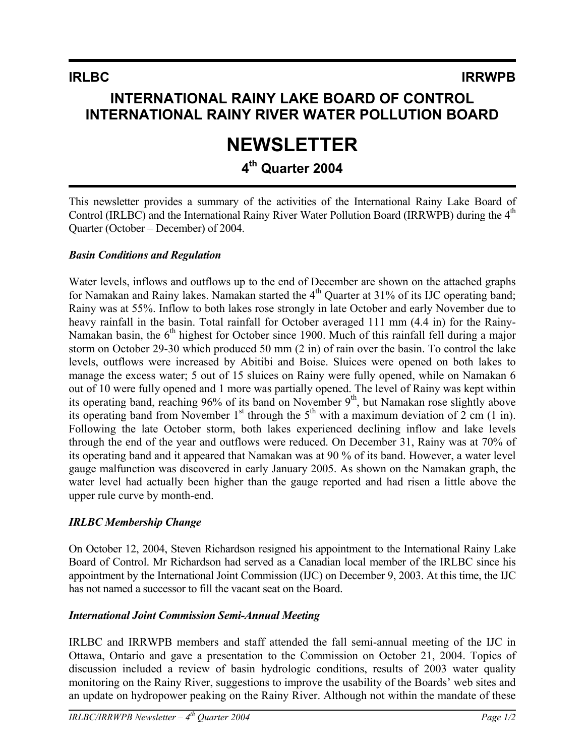**IRLBC** **IRRWPB**

# INTERNATIONAL RAINY LAKE BOARD OF CONTROL
# INTERNATIONAL RAINY RIVER WATER POLLUTION BOARD

# NEWSLETTER

## 4th Quarter 2004

This newsletter provides a summary of the activities of the International Rainy Lake Board of Control (IRLBC) and the International Rainy River Water Pollution Board (IRRWPB) during the 4th Quarter (October – December) of 2004.

### *Basin Conditions and Regulation*

Water levels, inflows and outflows up to the end of December are shown on the attached graphs for Namakan and Rainy lakes. Namakan started the 4th Quarter at 31% of its IJC operating band; Rainy was at 55%. Inflow to both lakes rose strongly in late October and early November due to heavy rainfall in the basin. Total rainfall for October averaged 111 mm (4.4 in) for the Rainy-Namakan basin, the 6th highest for October since 1900. Much of this rainfall fell during a major storm on October 29-30 which produced 50 mm (2 in) of rain over the basin. To control the lake levels, outflows were increased by Abitibi and Boise. Sluices were opened on both lakes to manage the excess water; 5 out of 15 sluices on Rainy were fully opened, while on Namakan 6 out of 10 were fully opened and 1 more was partially opened. The level of Rainy was kept within its operating band, reaching 96% of its band on November 9th, but Namakan rose slightly above its operating band from November 1st through the 5th with a maximum deviation of 2 cm (1 in). Following the late October storm, both lakes experienced declining inflow and lake levels through the end of the year and outflows were reduced. On December 31, Rainy was at 70% of its operating band and it appeared that Namakan was at 90 % of its band. However, a water level gauge malfunction was discovered in early January 2005. As shown on the Namakan graph, the water level had actually been higher than the gauge reported and had risen a little above the upper rule curve by month-end.

### *IRLBC Membership Change*

On October 12, 2004, Steven Richardson resigned his appointment to the International Rainy Lake Board of Control. Mr Richardson had served as a Canadian local member of the IRLBC since his appointment by the International Joint Commission (IJC) on December 9, 2003. At this time, the IJC has not named a successor to fill the vacant seat on the Board.

### *International Joint Commission Semi-Annual Meeting*

IRLBC and IRRWPB members and staff attended the fall semi-annual meeting of the IJC in Ottawa, Ontario and gave a presentation to the Commission on October 21, 2004. Topics of discussion included a review of basin hydrologic conditions, results of 2003 water quality monitoring on the Rainy River, suggestions to improve the usability of the Boards' web sites and an update on hydropower peaking on the Rainy River. Although not within the mandate of these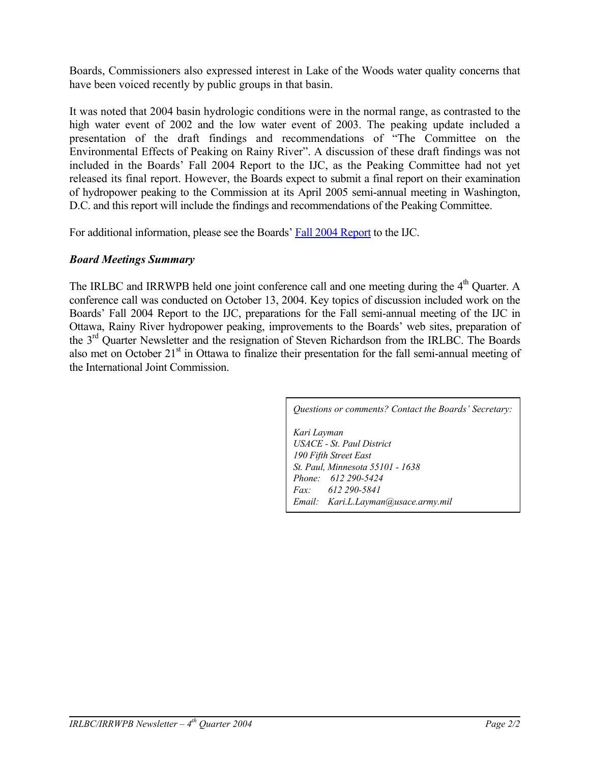Boards, Commissioners also expressed interest in Lake of the Woods water quality concerns that have been voiced recently by public groups in that basin.

It was noted that 2004 basin hydrologic conditions were in the normal range, as contrasted to the high water event of 2002 and the low water event of 2003. The peaking update included a presentation of the draft findings and recommendations of "The Committee on the Environmental Effects of Peaking on Rainy River". A discussion of these draft findings was not included in the Boards' Fall 2004 Report to the IJC, as the Peaking Committee had not yet released its final report. However, the Boards expect to submit a final report on their examination of hydropower peaking to the Commission at its April 2005 semi-annual meeting in Washington, D.C. and this report will include the findings and recommendations of the Peaking Committee.

For additional information, please see the Boards' Fall 2004 Report to the IJC.

### *Board Meetings Summary*

The IRLBC and IRRWPB held one joint conference call and one meeting during the 4th Quarter. A conference call was conducted on October 13, 2004. Key topics of discussion included work on the Boards' Fall 2004 Report to the IJC, preparations for the Fall semi-annual meeting of the IJC in Ottawa, Rainy River hydropower peaking, improvements to the Boards' web sites, preparation of the 3rd Quarter Newsletter and the resignation of Steven Richardson from the IRLBC. The Boards also met on October 21st in Ottawa to finalize their presentation for the fall semi-annual meeting of the International Joint Commission.

*Questions or comments? Contact the Boards' Secretary:*

*Kari Layman*
*USACE - St. Paul District*
*190 Fifth Street East*
*St. Paul, Minnesota 55101 - 1638*
*Phone: 612 290-5424*
*Fax: 612 290-5841*
*Email: Kari.L.Layman@usace.army.mil*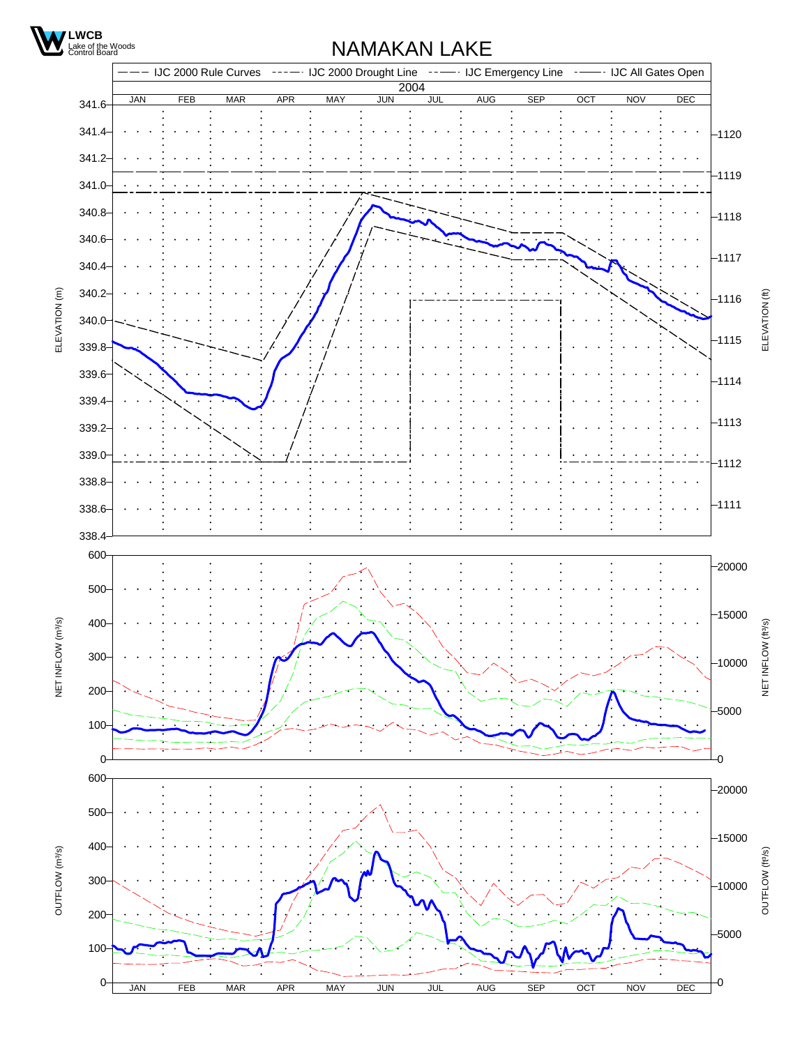LWCB
Lake of the Woods Control Board

# NAMAKAN LAKE

IJC 2000 Rule Curves · IJC 2000 Drought Line · IJC Emergency Line · IJC All Gates Open

2004

JAN FEB MAR APR MAY JUN JUL AUG SEP OCT NOV DEC

ELEVATION (m): 338.4, 338.6, 338.8, 339.0, 339.2, 339.4, 339.6, 339.8, 340.0, 340.2, 340.4, 340.6, 340.8, 341.0, 341.2, 341.4, 341.6

ELEVATION (ft): 1111, 1112, 1113, 1114, 1115, 1116, 1117, 1118, 1119, 1120

NET INFLOW ($m^3/s$): 0, 100, 200, 300, 400, 500, 600

NET INFLOW ($ft^3/s$): 0, 5000, 10000, 15000, 20000

OUTFLOW ($m^3/s$): 0, 100, 200, 300, 400, 500, 600

OUTFLOW ($ft^3/s$): 0, 5000, 10000, 15000, 20000

JAN FEB MAR APR MAY JUN JUL AUG SEP OCT NOV DEC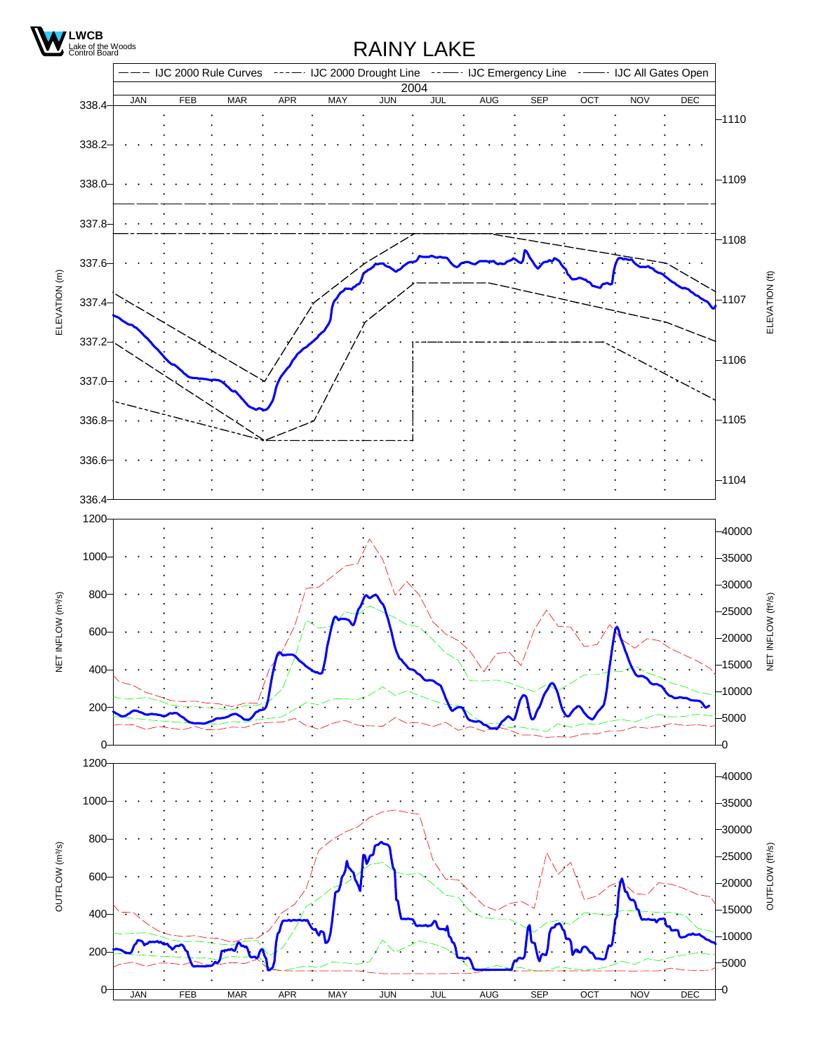LWCB
Lake of the Woods
Control Board

# RAINY LAKE

IJC 2000 Rule Curves   IJC 2000 Drought Line   IJC Emergency Line   IJC All Gates Open

2004

JAN FEB MAR APR MAY JUN JUL AUG SEP OCT NOV DEC

ELEVATION (m)

338.4
338.2
338.0
337.8
337.6
337.4
337.2
337.0
336.8
336.6
336.4

ELEVATION (ft)

1110
1109
1108
1107
1106
1105
1104

NET INFLOW (m³/s)

1200
1000
800
600
400
200
0

NET INFLOW (ft³/s)

40000
35000
30000
25000
20000
15000
10000
5000
0

OUTFLOW (m³/s)

1200
1000
800
600
400
200
0

OUTFLOW (ft³/s)

40000
35000
30000
25000
20000
15000
10000
5000
0

JAN FEB MAR APR MAY JUN JUL AUG SEP OCT NOV DEC